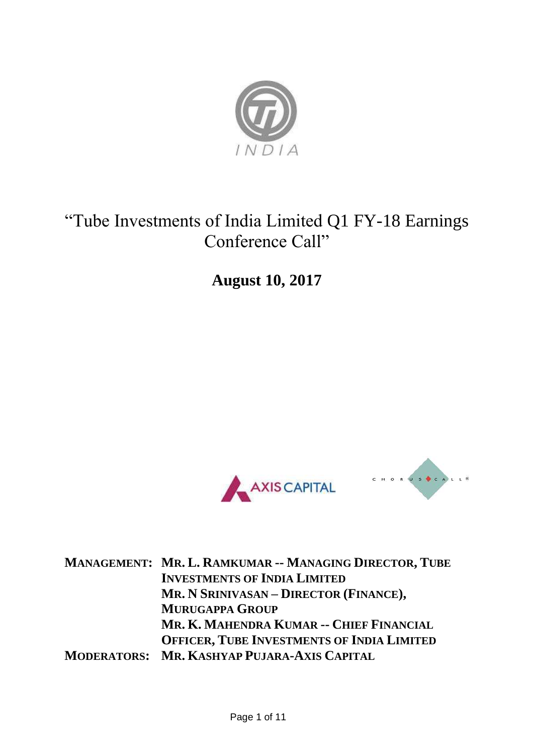# "Tube Investments of India Limited Q1 FY-18 Earnings Conference Call"

**August 10, 2017**

**MANAGEMENT:** **MR. L. RAMKUMAR -- MANAGING DIRECTOR, TUBE INVESTMENTS OF INDIA LIMITED**
**MR. N SRINIVASAN – DIRECTOR (FINANCE), MURUGAPPA GROUP**
**MR. K. MAHENDRA KUMAR -- CHIEF FINANCIAL OFFICER, TUBE INVESTMENTS OF INDIA LIMITED**

**MODERATORS:** **MR. KASHYAP PUJARA-AXIS CAPITAL**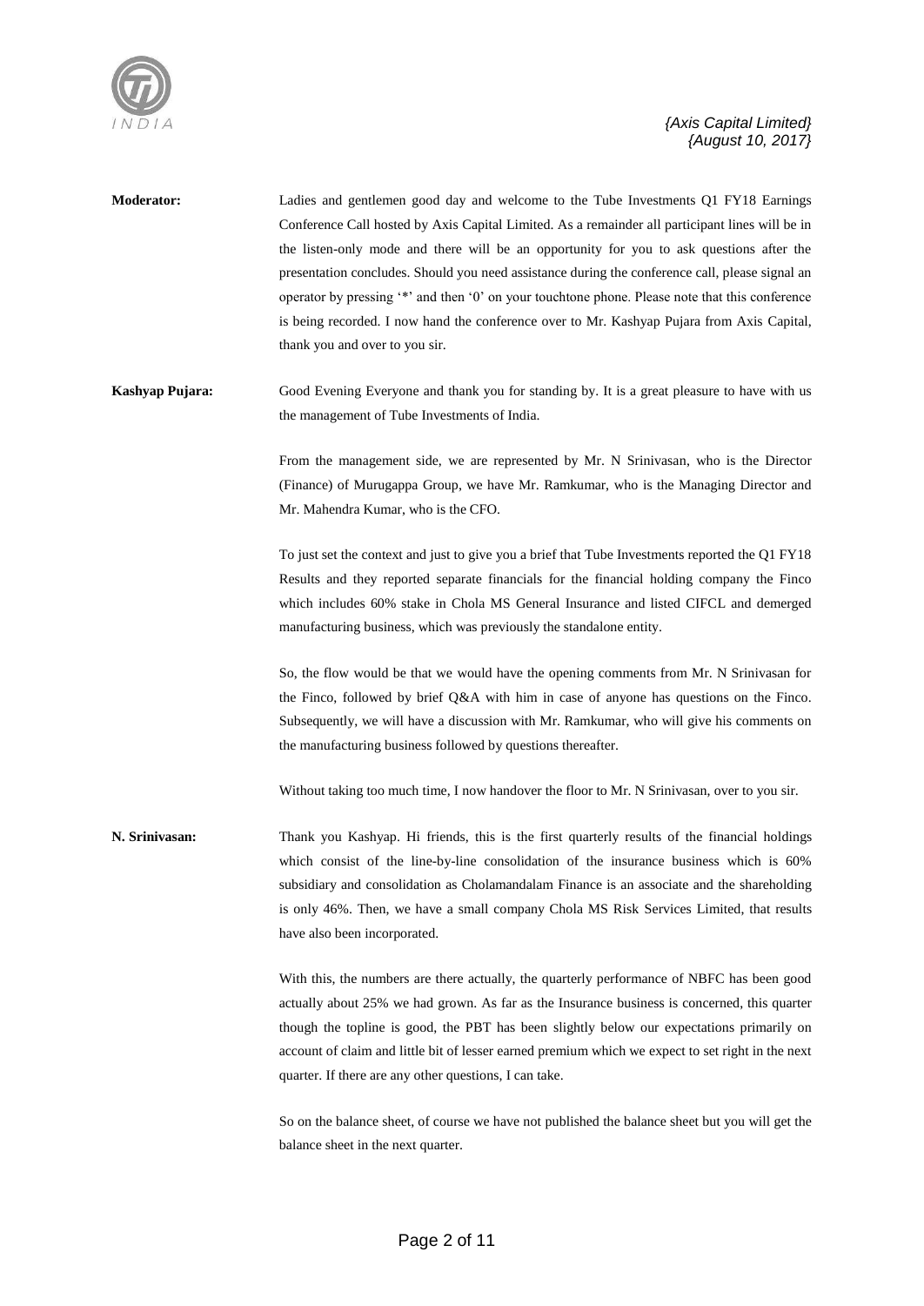**Moderator:** Ladies and gentlemen good day and welcome to the Tube Investments Q1 FY18 Earnings Conference Call hosted by Axis Capital Limited. As a remainder all participant lines will be in the listen-only mode and there will be an opportunity for you to ask questions after the presentation concludes. Should you need assistance during the conference call, please signal an operator by pressing '*' and then '0' on your touchtone phone. Please note that this conference is being recorded. I now hand the conference over to Mr. Kashyap Pujara from Axis Capital, thank you and over to you sir.

**Kashyap Pujara:** Good Evening Everyone and thank you for standing by. It is a great pleasure to have with us the management of Tube Investments of India.

From the management side, we are represented by Mr. N Srinivasan, who is the Director (Finance) of Murugappa Group, we have Mr. Ramkumar, who is the Managing Director and Mr. Mahendra Kumar, who is the CFO.

To just set the context and just to give you a brief that Tube Investments reported the Q1 FY18 Results and they reported separate financials for the financial holding company the Finco which includes 60% stake in Chola MS General Insurance and listed CIFCL and demerged manufacturing business, which was previously the standalone entity.

So, the flow would be that we would have the opening comments from Mr. N Srinivasan for the Finco, followed by brief Q&A with him in case of anyone has questions on the Finco. Subsequently, we will have a discussion with Mr. Ramkumar, who will give his comments on the manufacturing business followed by questions thereafter.

Without taking too much time, I now handover the floor to Mr. N Srinivasan, over to you sir.

**N. Srinivasan:** Thank you Kashyap. Hi friends, this is the first quarterly results of the financial holdings which consist of the line-by-line consolidation of the insurance business which is 60% subsidiary and consolidation as Cholamandalam Finance is an associate and the shareholding is only 46%. Then, we have a small company Chola MS Risk Services Limited, that results have also been incorporated.

With this, the numbers are there actually, the quarterly performance of NBFC has been good actually about 25% we had grown. As far as the Insurance business is concerned, this quarter though the topline is good, the PBT has been slightly below our expectations primarily on account of claim and little bit of lesser earned premium which we expect to set right in the next quarter. If there are any other questions, I can take.

So on the balance sheet, of course we have not published the balance sheet but you will get the balance sheet in the next quarter.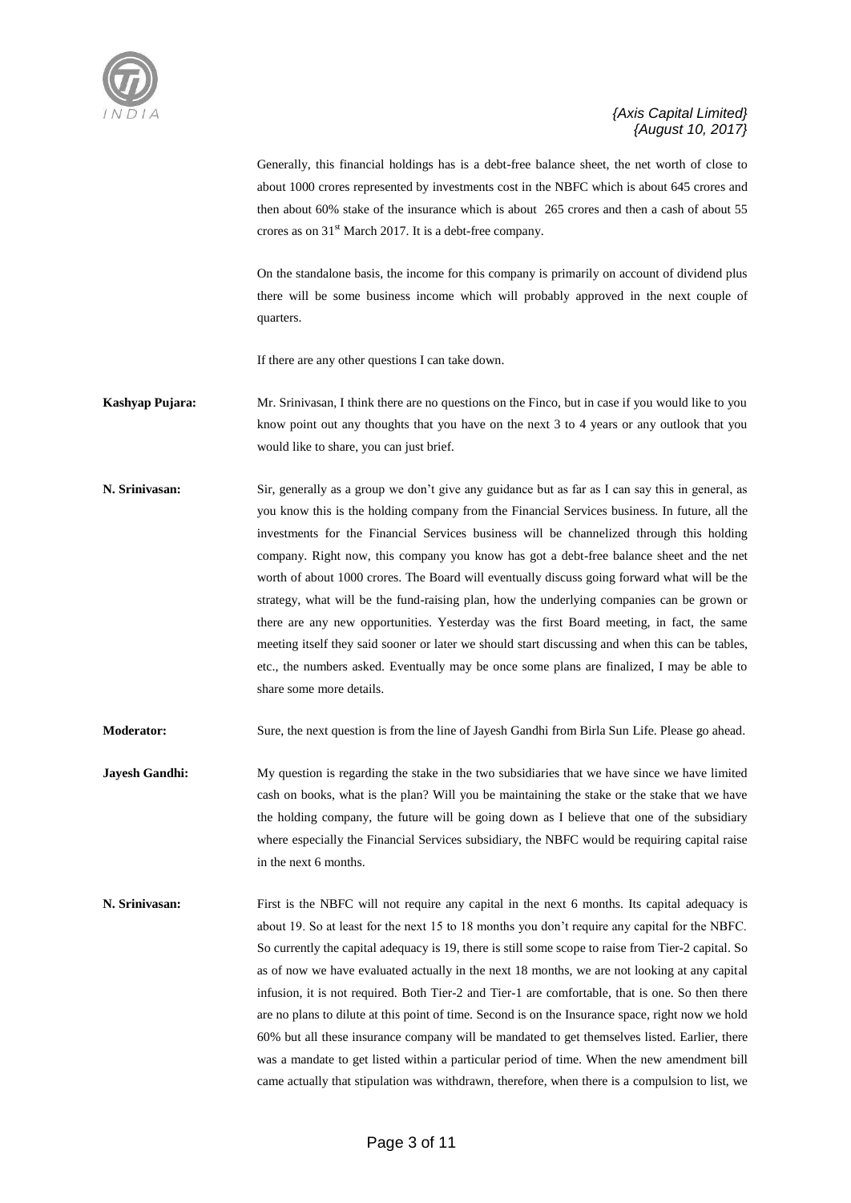Generally, this financial holdings has is a debt-free balance sheet, the net worth of close to about 1000 crores represented by investments cost in the NBFC which is about 645 crores and then about 60% stake of the insurance which is about 265 crores and then a cash of about 55 crores as on 31st March 2017. It is a debt-free company.

On the standalone basis, the income for this company is primarily on account of dividend plus there will be some business income which will probably approved in the next couple of quarters.

If there are any other questions I can take down.

**Kashyap Pujara:** Mr. Srinivasan, I think there are no questions on the Finco, but in case if you would like to you know point out any thoughts that you have on the next 3 to 4 years or any outlook that you would like to share, you can just brief.

**N. Srinivasan:** Sir, generally as a group we don't give any guidance but as far as I can say this in general, as you know this is the holding company from the Financial Services business. In future, all the investments for the Financial Services business will be channelized through this holding company. Right now, this company you know has got a debt-free balance sheet and the net worth of about 1000 crores. The Board will eventually discuss going forward what will be the strategy, what will be the fund-raising plan, how the underlying companies can be grown or there are any new opportunities. Yesterday was the first Board meeting, in fact, the same meeting itself they said sooner or later we should start discussing and when this can be tables, etc., the numbers asked. Eventually may be once some plans are finalized, I may be able to share some more details.

**Moderator:** Sure, the next question is from the line of Jayesh Gandhi from Birla Sun Life. Please go ahead.

**Jayesh Gandhi:** My question is regarding the stake in the two subsidiaries that we have since we have limited cash on books, what is the plan? Will you be maintaining the stake or the stake that we have the holding company, the future will be going down as I believe that one of the subsidiary where especially the Financial Services subsidiary, the NBFC would be requiring capital raise in the next 6 months.

**N. Srinivasan:** First is the NBFC will not require any capital in the next 6 months. Its capital adequacy is about 19. So at least for the next 15 to 18 months you don't require any capital for the NBFC. So currently the capital adequacy is 19, there is still some scope to raise from Tier-2 capital. So as of now we have evaluated actually in the next 18 months, we are not looking at any capital infusion, it is not required. Both Tier-2 and Tier-1 are comfortable, that is one. So then there are no plans to dilute at this point of time. Second is on the Insurance space, right now we hold 60% but all these insurance company will be mandated to get themselves listed. Earlier, there was a mandate to get listed within a particular period of time. When the new amendment bill came actually that stipulation was withdrawn, therefore, when there is a compulsion to list, we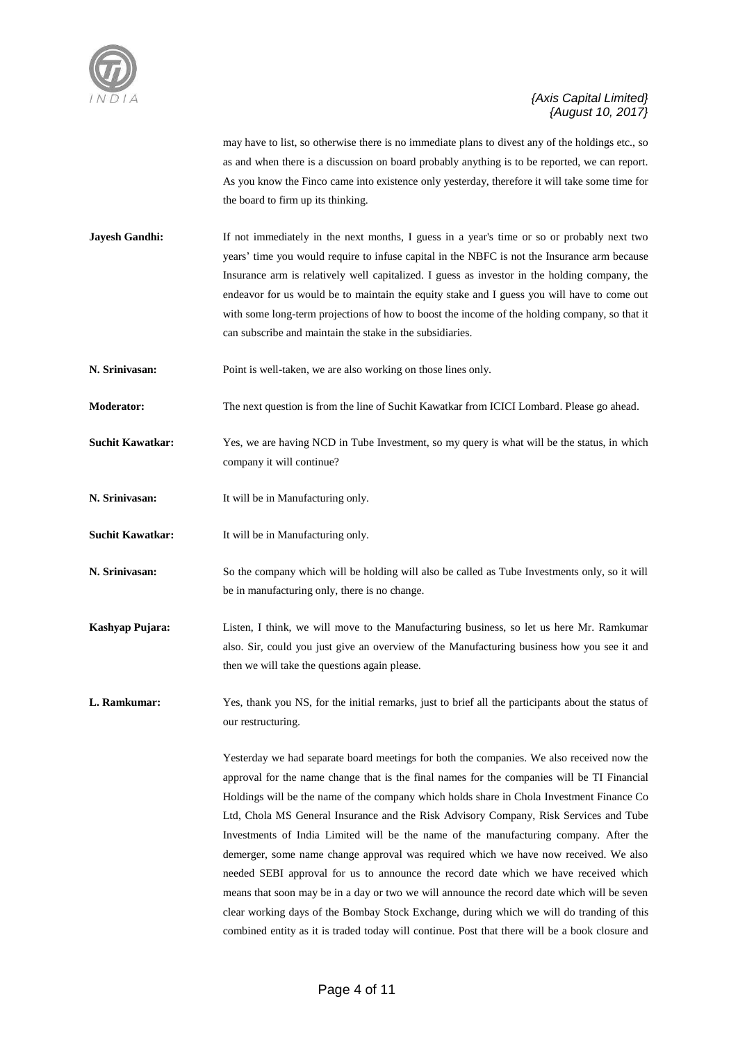may have to list, so otherwise there is no immediate plans to divest any of the holdings etc., so as and when there is a discussion on board probably anything is to be reported, we can report. As you know the Finco came into existence only yesterday, therefore it will take some time for the board to firm up its thinking.

**Jayesh Gandhi:** If not immediately in the next months, I guess in a year's time or so or probably next two years' time you would require to infuse capital in the NBFC is not the Insurance arm because Insurance arm is relatively well capitalized. I guess as investor in the holding company, the endeavor for us would be to maintain the equity stake and I guess you will have to come out with some long-term projections of how to boost the income of the holding company, so that it can subscribe and maintain the stake in the subsidiaries.

**N. Srinivasan:** Point is well-taken, we are also working on those lines only.

**Moderator:** The next question is from the line of Suchit Kawatkar from ICICI Lombard. Please go ahead.

**Suchit Kawatkar:** Yes, we are having NCD in Tube Investment, so my query is what will be the status, in which company it will continue?

**N. Srinivasan:** It will be in Manufacturing only.

**Suchit Kawatkar:** It will be in Manufacturing only.

**N. Srinivasan:** So the company which will be holding will also be called as Tube Investments only, so it will be in manufacturing only, there is no change.

**Kashyap Pujara:** Listen, I think, we will move to the Manufacturing business, so let us here Mr. Ramkumar also. Sir, could you just give an overview of the Manufacturing business how you see it and then we will take the questions again please.

**L. Ramkumar:** Yes, thank you NS, for the initial remarks, just to brief all the participants about the status of our restructuring.

Yesterday we had separate board meetings for both the companies. We also received now the approval for the name change that is the final names for the companies will be TI Financial Holdings will be the name of the company which holds share in Chola Investment Finance Co Ltd, Chola MS General Insurance and the Risk Advisory Company, Risk Services and Tube Investments of India Limited will be the name of the manufacturing company. After the demerger, some name change approval was required which we have now received. We also needed SEBI approval for us to announce the record date which we have received which means that soon may be in a day or two we will announce the record date which will be seven clear working days of the Bombay Stock Exchange, during which we will do tranding of this combined entity as it is traded today will continue. Post that there will be a book closure and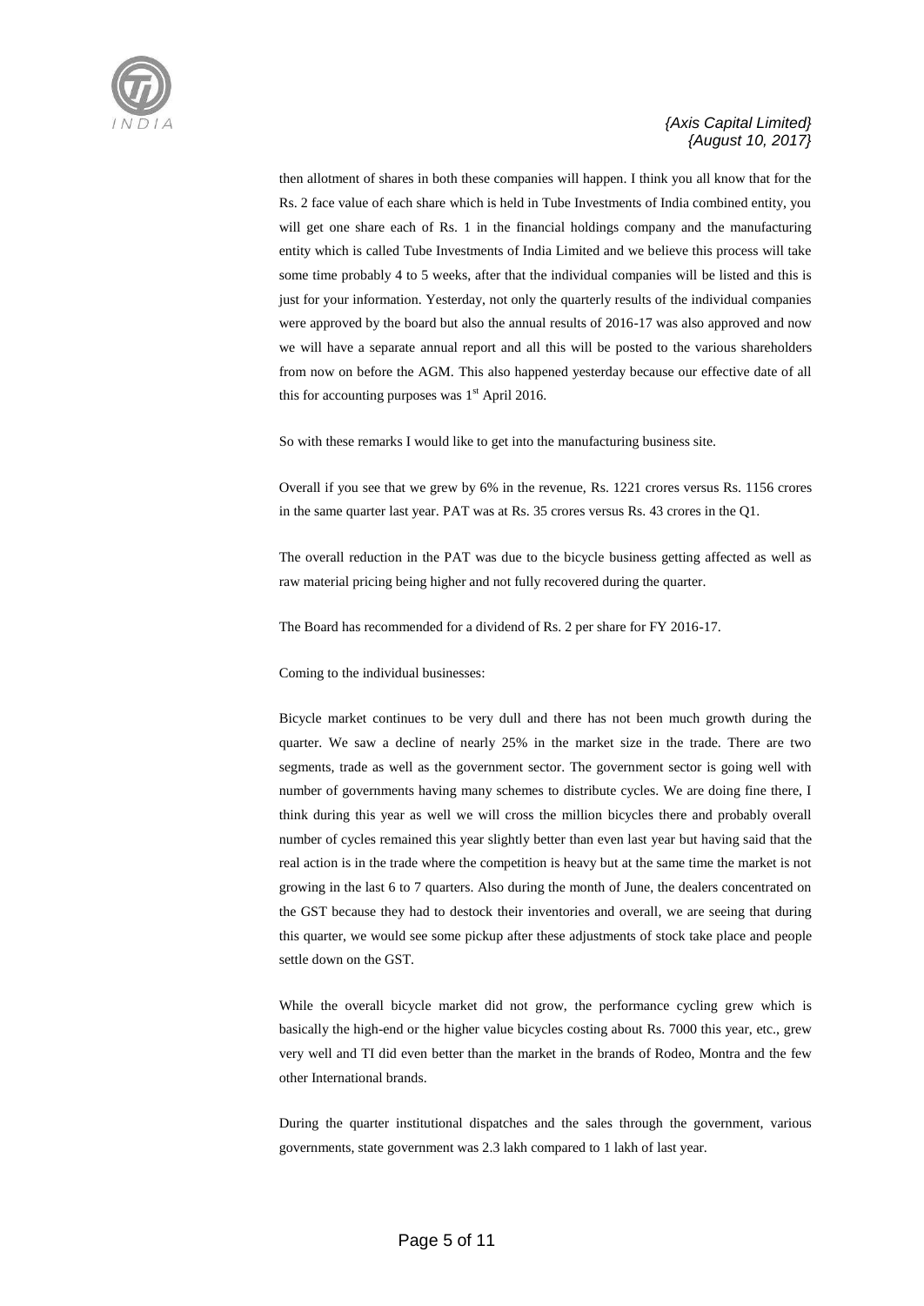then allotment of shares in both these companies will happen. I think you all know that for the Rs. 2 face value of each share which is held in Tube Investments of India combined entity, you will get one share each of Rs. 1 in the financial holdings company and the manufacturing entity which is called Tube Investments of India Limited and we believe this process will take some time probably 4 to 5 weeks, after that the individual companies will be listed and this is just for your information. Yesterday, not only the quarterly results of the individual companies were approved by the board but also the annual results of 2016-17 was also approved and now we will have a separate annual report and all this will be posted to the various shareholders from now on before the AGM. This also happened yesterday because our effective date of all this for accounting purposes was 1st April 2016.

So with these remarks I would like to get into the manufacturing business site.

Overall if you see that we grew by 6% in the revenue, Rs. 1221 crores versus Rs. 1156 crores in the same quarter last year. PAT was at Rs. 35 crores versus Rs. 43 crores in the Q1.

The overall reduction in the PAT was due to the bicycle business getting affected as well as raw material pricing being higher and not fully recovered during the quarter.

The Board has recommended for a dividend of Rs. 2 per share for FY 2016-17.

Coming to the individual businesses:

Bicycle market continues to be very dull and there has not been much growth during the quarter. We saw a decline of nearly 25% in the market size in the trade. There are two segments, trade as well as the government sector. The government sector is going well with number of governments having many schemes to distribute cycles. We are doing fine there, I think during this year as well we will cross the million bicycles there and probably overall number of cycles remained this year slightly better than even last year but having said that the real action is in the trade where the competition is heavy but at the same time the market is not growing in the last 6 to 7 quarters. Also during the month of June, the dealers concentrated on the GST because they had to destock their inventories and overall, we are seeing that during this quarter, we would see some pickup after these adjustments of stock take place and people settle down on the GST.

While the overall bicycle market did not grow, the performance cycling grew which is basically the high-end or the higher value bicycles costing about Rs. 7000 this year, etc., grew very well and TI did even better than the market in the brands of Rodeo, Montra and the few other International brands.

During the quarter institutional dispatches and the sales through the government, various governments, state government was 2.3 lakh compared to 1 lakh of last year.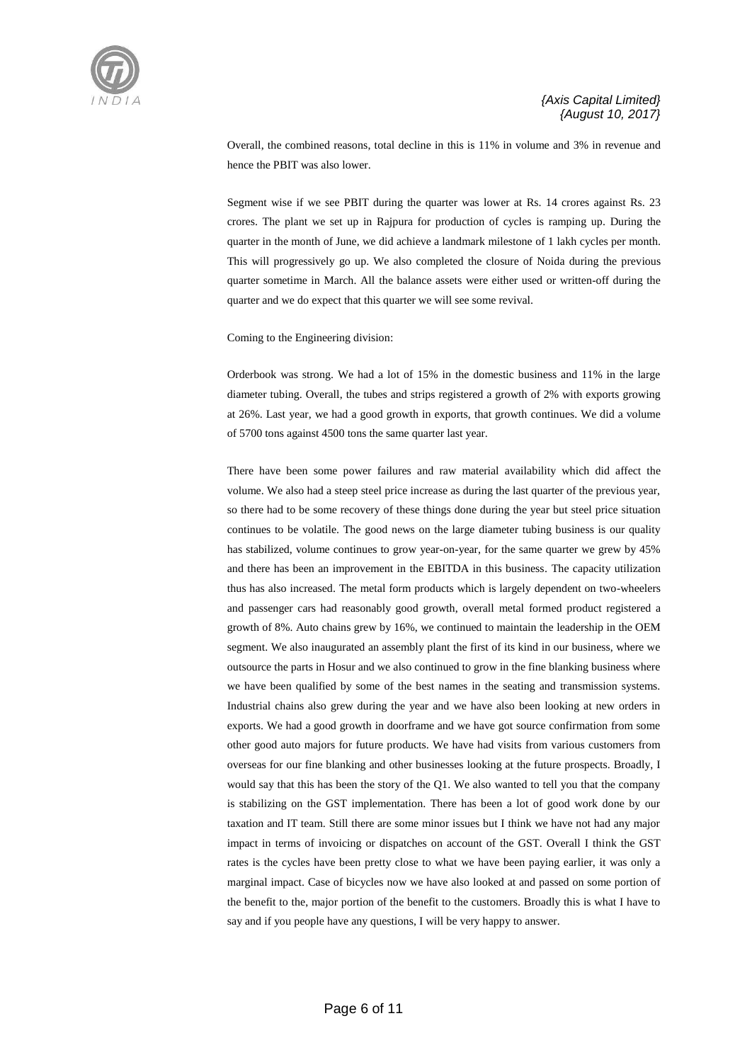Overall, the combined reasons, total decline in this is 11% in volume and 3% in revenue and hence the PBIT was also lower.

Segment wise if we see PBIT during the quarter was lower at Rs. 14 crores against Rs. 23 crores. The plant we set up in Rajpura for production of cycles is ramping up. During the quarter in the month of June, we did achieve a landmark milestone of 1 lakh cycles per month. This will progressively go up. We also completed the closure of Noida during the previous quarter sometime in March. All the balance assets were either used or written-off during the quarter and we do expect that this quarter we will see some revival.

Coming to the Engineering division:

Orderbook was strong. We had a lot of 15% in the domestic business and 11% in the large diameter tubing. Overall, the tubes and strips registered a growth of 2% with exports growing at 26%. Last year, we had a good growth in exports, that growth continues. We did a volume of 5700 tons against 4500 tons the same quarter last year.

There have been some power failures and raw material availability which did affect the volume. We also had a steep steel price increase as during the last quarter of the previous year, so there had to be some recovery of these things done during the year but steel price situation continues to be volatile. The good news on the large diameter tubing business is our quality has stabilized, volume continues to grow year-on-year, for the same quarter we grew by 45% and there has been an improvement in the EBITDA in this business. The capacity utilization thus has also increased. The metal form products which is largely dependent on two-wheelers and passenger cars had reasonably good growth, overall metal formed product registered a growth of 8%. Auto chains grew by 16%, we continued to maintain the leadership in the OEM segment. We also inaugurated an assembly plant the first of its kind in our business, where we outsource the parts in Hosur and we also continued to grow in the fine blanking business where we have been qualified by some of the best names in the seating and transmission systems. Industrial chains also grew during the year and we have also been looking at new orders in exports. We had a good growth in doorframe and we have got source confirmation from some other good auto majors for future products. We have had visits from various customers from overseas for our fine blanking and other businesses looking at the future prospects. Broadly, I would say that this has been the story of the Q1. We also wanted to tell you that the company is stabilizing on the GST implementation. There has been a lot of good work done by our taxation and IT team. Still there are some minor issues but I think we have not had any major impact in terms of invoicing or dispatches on account of the GST. Overall I think the GST rates is the cycles have been pretty close to what we have been paying earlier, it was only a marginal impact. Case of bicycles now we have also looked at and passed on some portion of the benefit to the, major portion of the benefit to the customers. Broadly this is what I have to say and if you people have any questions, I will be very happy to answer.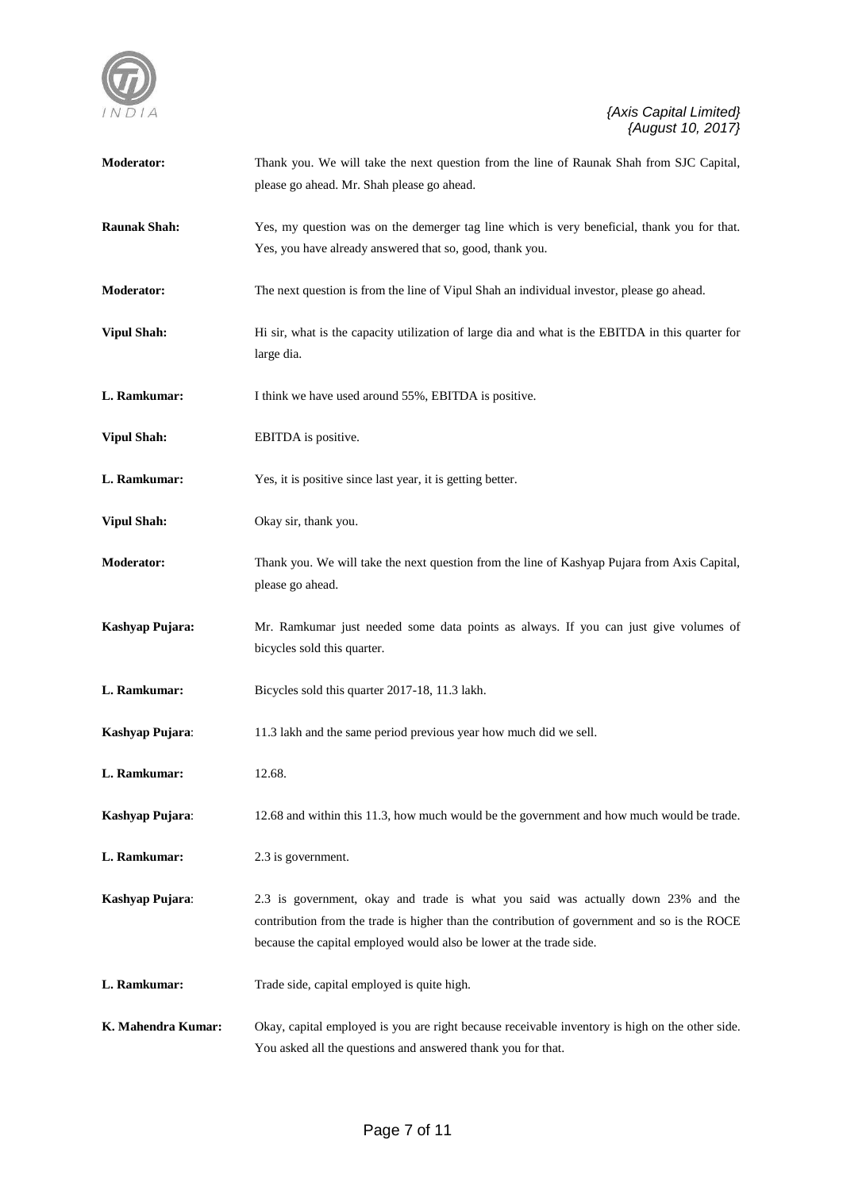**Moderator:** Thank you. We will take the next question from the line of Raunak Shah from SJC Capital, please go ahead. Mr. Shah please go ahead.

**Raunak Shah:** Yes, my question was on the demerger tag line which is very beneficial, thank you for that. Yes, you have already answered that so, good, thank you.

**Moderator:** The next question is from the line of Vipul Shah an individual investor, please go ahead.

**Vipul Shah:** Hi sir, what is the capacity utilization of large dia and what is the EBITDA in this quarter for large dia.

**L. Ramkumar:** I think we have used around 55%, EBITDA is positive.

**Vipul Shah:** EBITDA is positive.

**L. Ramkumar:** Yes, it is positive since last year, it is getting better.

**Vipul Shah:** Okay sir, thank you.

**Moderator:** Thank you. We will take the next question from the line of Kashyap Pujara from Axis Capital, please go ahead.

**Kashyap Pujara:** Mr. Ramkumar just needed some data points as always. If you can just give volumes of bicycles sold this quarter.

**L. Ramkumar:** Bicycles sold this quarter 2017-18, 11.3 lakh.

**Kashyap Pujara**: 11.3 lakh and the same period previous year how much did we sell.

**L. Ramkumar:** 12.68.

**Kashyap Pujara**: 12.68 and within this 11.3, how much would be the government and how much would be trade.

**L. Ramkumar:** 2.3 is government.

**Kashyap Pujara**: 2.3 is government, okay and trade is what you said was actually down 23% and the contribution from the trade is higher than the contribution of government and so is the ROCE because the capital employed would also be lower at the trade side.

**L. Ramkumar:** Trade side, capital employed is quite high.

**K. Mahendra Kumar:** Okay, capital employed is you are right because receivable inventory is high on the other side. You asked all the questions and answered thank you for that.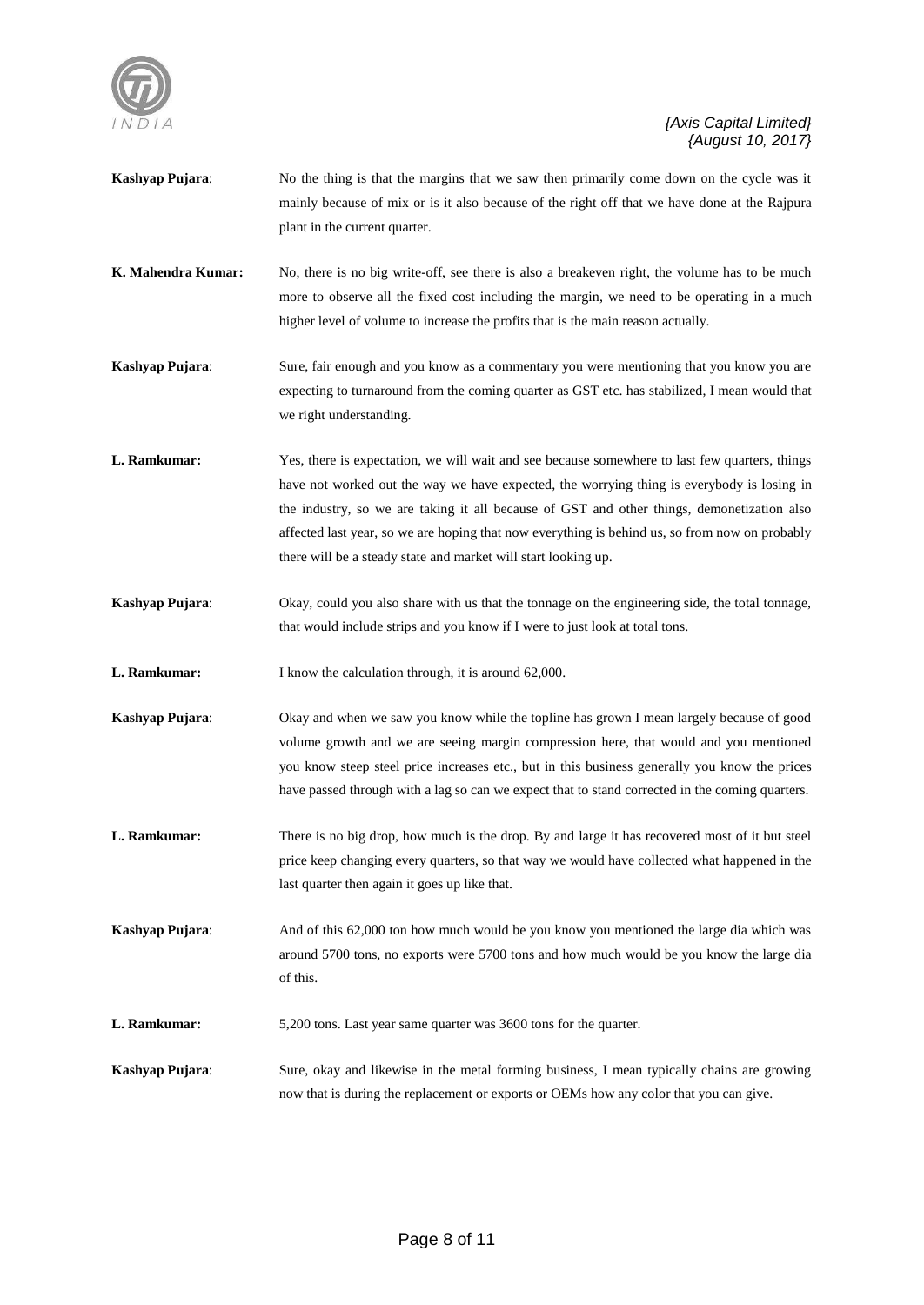**Kashyap Pujara**: No the thing is that the margins that we saw then primarily come down on the cycle was it mainly because of mix or is it also because of the right off that we have done at the Rajpura plant in the current quarter.

**K. Mahendra Kumar:** No, there is no big write-off, see there is also a breakeven right, the volume has to be much more to observe all the fixed cost including the margin, we need to be operating in a much higher level of volume to increase the profits that is the main reason actually.

**Kashyap Pujara**: Sure, fair enough and you know as a commentary you were mentioning that you know you are expecting to turnaround from the coming quarter as GST etc. has stabilized, I mean would that we right understanding.

**L. Ramkumar:** Yes, there is expectation, we will wait and see because somewhere to last few quarters, things have not worked out the way we have expected, the worrying thing is everybody is losing in the industry, so we are taking it all because of GST and other things, demonetization also affected last year, so we are hoping that now everything is behind us, so from now on probably there will be a steady state and market will start looking up.

**Kashyap Pujara**: Okay, could you also share with us that the tonnage on the engineering side, the total tonnage, that would include strips and you know if I were to just look at total tons.

**L. Ramkumar:** I know the calculation through, it is around 62,000.

**Kashyap Pujara**: Okay and when we saw you know while the topline has grown I mean largely because of good volume growth and we are seeing margin compression here, that would and you mentioned you know steep steel price increases etc., but in this business generally you know the prices have passed through with a lag so can we expect that to stand corrected in the coming quarters.

**L. Ramkumar:** There is no big drop, how much is the drop. By and large it has recovered most of it but steel price keep changing every quarters, so that way we would have collected what happened in the last quarter then again it goes up like that.

**Kashyap Pujara**: And of this 62,000 ton how much would be you know you mentioned the large dia which was around 5700 tons, no exports were 5700 tons and how much would be you know the large dia of this.

**L. Ramkumar:** 5,200 tons. Last year same quarter was 3600 tons for the quarter.

**Kashyap Pujara**: Sure, okay and likewise in the metal forming business, I mean typically chains are growing now that is during the replacement or exports or OEMs how any color that you can give.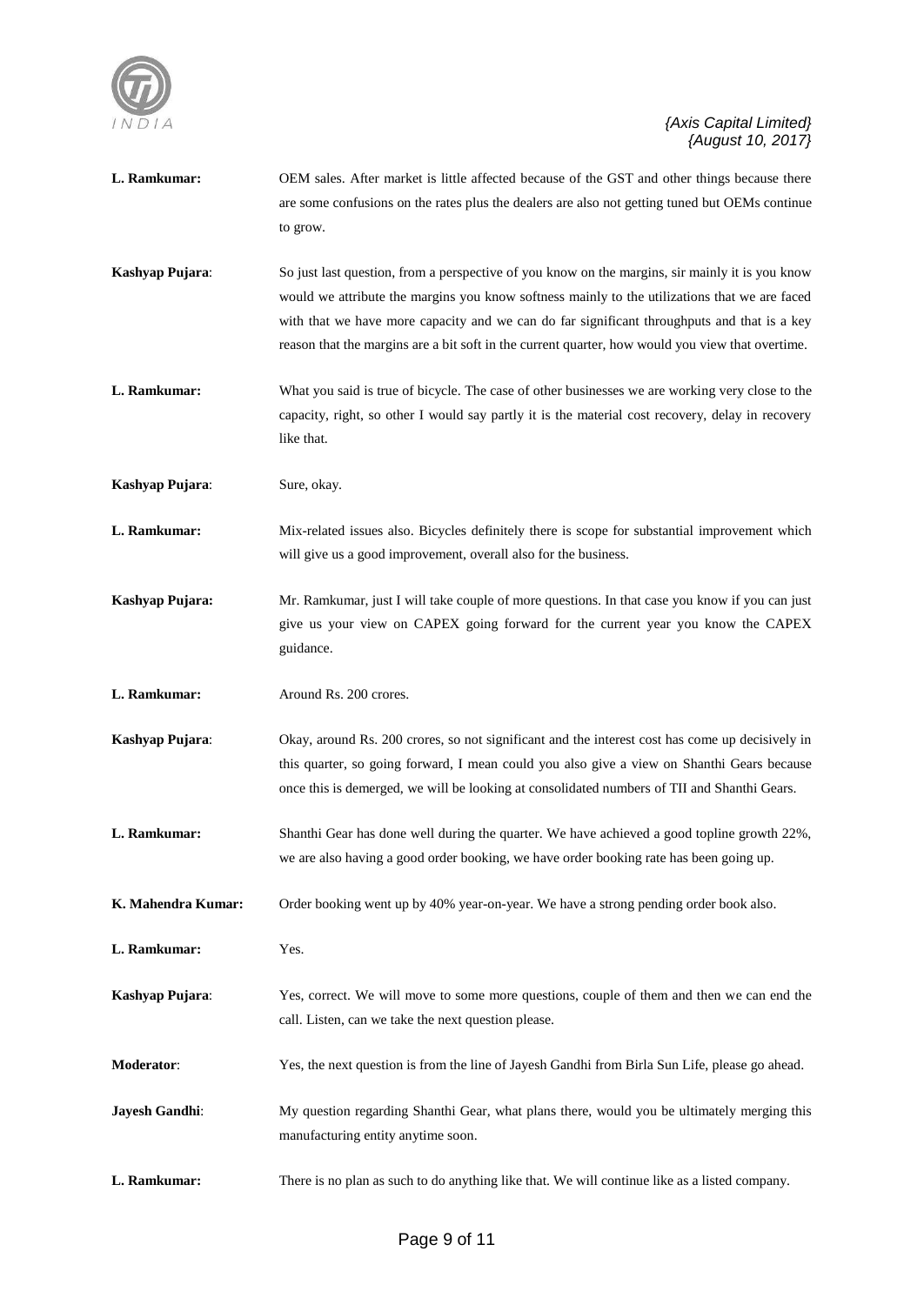**L. Ramkumar:** OEM sales. After market is little affected because of the GST and other things because there are some confusions on the rates plus the dealers are also not getting tuned but OEMs continue to grow.

**Kashyap Pujara**: So just last question, from a perspective of you know on the margins, sir mainly it is you know would we attribute the margins you know softness mainly to the utilizations that we are faced with that we have more capacity and we can do far significant throughputs and that is a key reason that the margins are a bit soft in the current quarter, how would you view that overtime.

**L. Ramkumar:** What you said is true of bicycle. The case of other businesses we are working very close to the capacity, right, so other I would say partly it is the material cost recovery, delay in recovery like that.

**Kashyap Pujara**: Sure, okay.

**L. Ramkumar:** Mix-related issues also. Bicycles definitely there is scope for substantial improvement which will give us a good improvement, overall also for the business.

**Kashyap Pujara:** Mr. Ramkumar, just I will take couple of more questions. In that case you know if you can just give us your view on CAPEX going forward for the current year you know the CAPEX guidance.

**L. Ramkumar:** Around Rs. 200 crores.

**Kashyap Pujara**: Okay, around Rs. 200 crores, so not significant and the interest cost has come up decisively in this quarter, so going forward, I mean could you also give a view on Shanthi Gears because once this is demerged, we will be looking at consolidated numbers of TII and Shanthi Gears.

**L. Ramkumar:** Shanthi Gear has done well during the quarter. We have achieved a good topline growth 22%, we are also having a good order booking, we have order booking rate has been going up.

**K. Mahendra Kumar:** Order booking went up by 40% year-on-year. We have a strong pending order book also.

**L. Ramkumar:** Yes.

**Kashyap Pujara**: Yes, correct. We will move to some more questions, couple of them and then we can end the call. Listen, can we take the next question please.

**Moderator**: Yes, the next question is from the line of Jayesh Gandhi from Birla Sun Life, please go ahead.

**Jayesh Gandhi**: My question regarding Shanthi Gear, what plans there, would you be ultimately merging this manufacturing entity anytime soon.

**L. Ramkumar:** There is no plan as such to do anything like that. We will continue like as a listed company.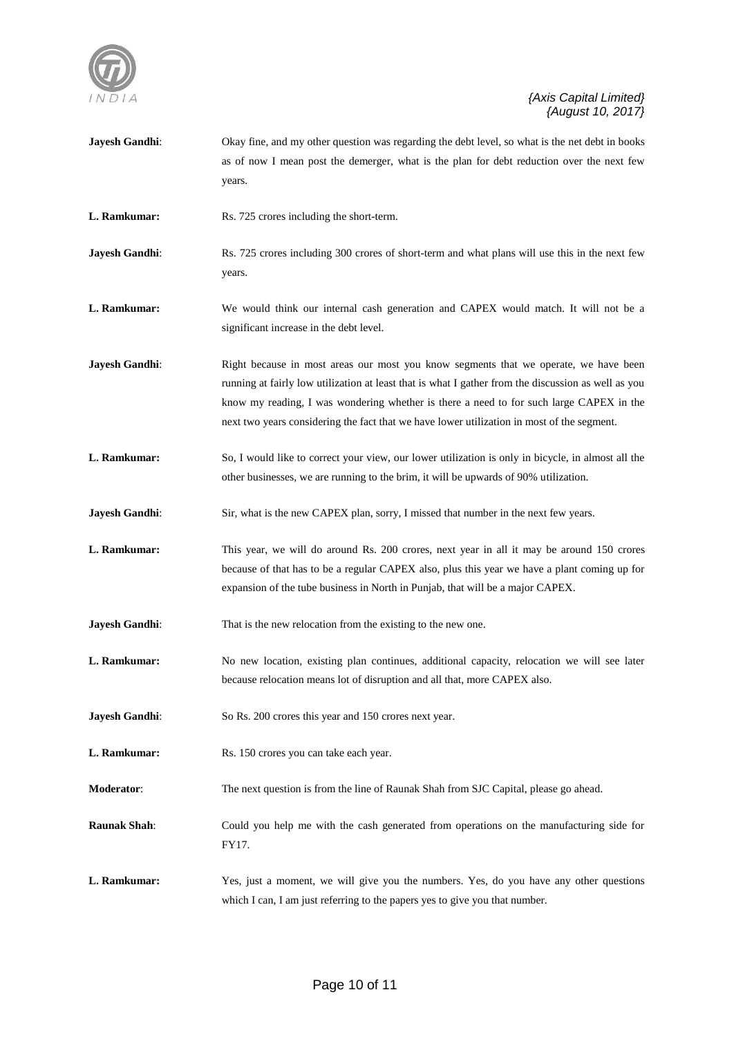**Jayesh Gandhi**: Okay fine, and my other question was regarding the debt level, so what is the net debt in books as of now I mean post the demerger, what is the plan for debt reduction over the next few years.

**L. Ramkumar:** Rs. 725 crores including the short-term.

**Jayesh Gandhi**: Rs. 725 crores including 300 crores of short-term and what plans will use this in the next few years.

**L. Ramkumar:** We would think our internal cash generation and CAPEX would match. It will not be a significant increase in the debt level.

**Jayesh Gandhi**: Right because in most areas our most you know segments that we operate, we have been running at fairly low utilization at least that is what I gather from the discussion as well as you know my reading, I was wondering whether is there a need to for such large CAPEX in the next two years considering the fact that we have lower utilization in most of the segment.

**L. Ramkumar:** So, I would like to correct your view, our lower utilization is only in bicycle, in almost all the other businesses, we are running to the brim, it will be upwards of 90% utilization.

**Jayesh Gandhi**: Sir, what is the new CAPEX plan, sorry, I missed that number in the next few years.

**L. Ramkumar:** This year, we will do around Rs. 200 crores, next year in all it may be around 150 crores because of that has to be a regular CAPEX also, plus this year we have a plant coming up for expansion of the tube business in North in Punjab, that will be a major CAPEX.

**Jayesh Gandhi**: That is the new relocation from the existing to the new one.

**L. Ramkumar:** No new location, existing plan continues, additional capacity, relocation we will see later because relocation means lot of disruption and all that, more CAPEX also.

**Jayesh Gandhi**: So Rs. 200 crores this year and 150 crores next year.

**L. Ramkumar:** Rs. 150 crores you can take each year.

**Moderator**: The next question is from the line of Raunak Shah from SJC Capital, please go ahead.

**Raunak Shah**: Could you help me with the cash generated from operations on the manufacturing side for FY17.

**L. Ramkumar:** Yes, just a moment, we will give you the numbers. Yes, do you have any other questions which I can, I am just referring to the papers yes to give you that number.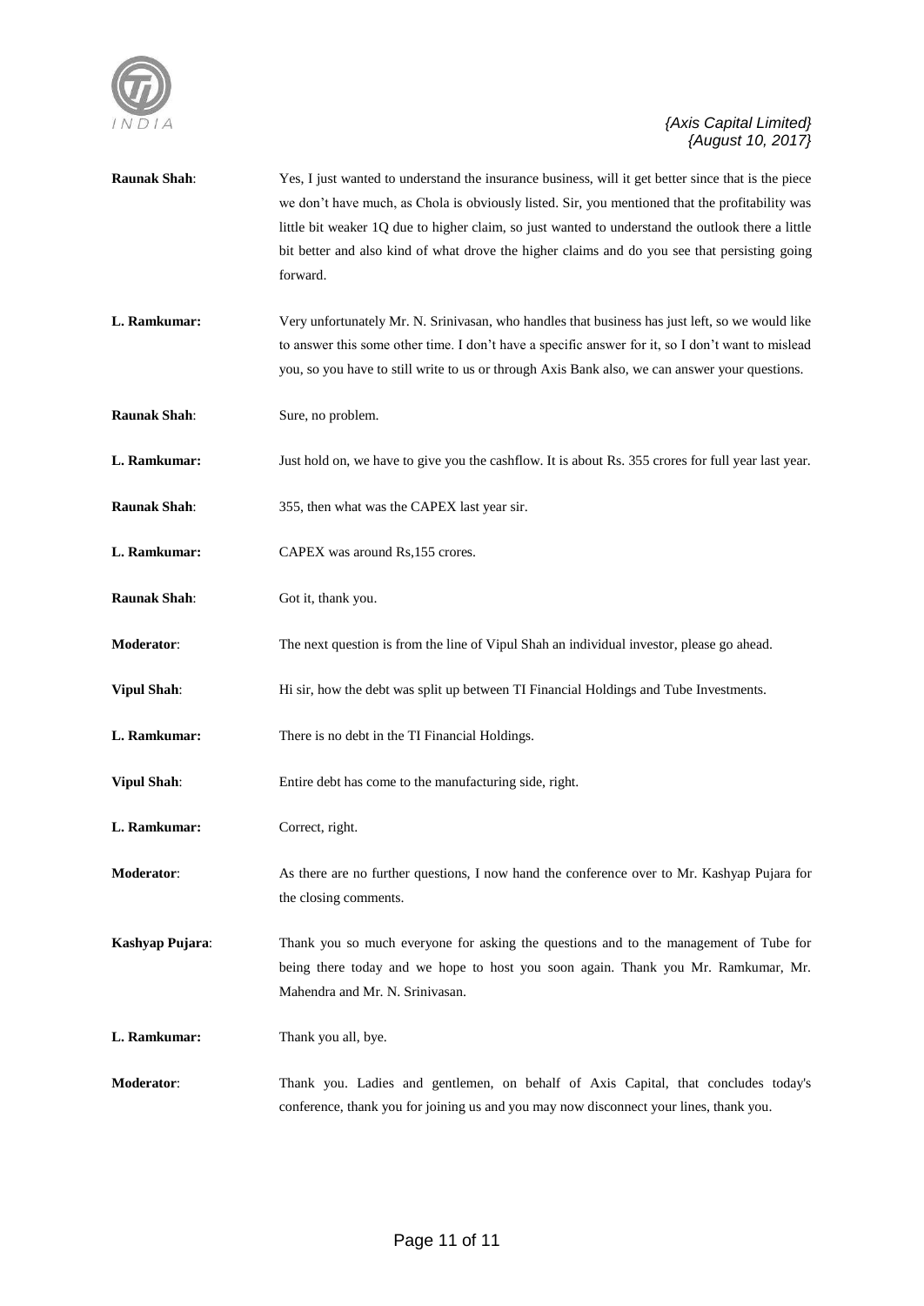**Raunak Shah**: Yes, I just wanted to understand the insurance business, will it get better since that is the piece we don't have much, as Chola is obviously listed. Sir, you mentioned that the profitability was little bit weaker 1Q due to higher claim, so just wanted to understand the outlook there a little bit better and also kind of what drove the higher claims and do you see that persisting going forward.

**L. Ramkumar:** Very unfortunately Mr. N. Srinivasan, who handles that business has just left, so we would like to answer this some other time. I don't have a specific answer for it, so I don't want to mislead you, so you have to still write to us or through Axis Bank also, we can answer your questions.

**Raunak Shah**: Sure, no problem.

**L. Ramkumar:** Just hold on, we have to give you the cashflow. It is about Rs. 355 crores for full year last year.

**Raunak Shah**: 355, then what was the CAPEX last year sir.

**L. Ramkumar:** CAPEX was around Rs,155 crores.

**Raunak Shah**: Got it, thank you.

**Moderator**: The next question is from the line of Vipul Shah an individual investor, please go ahead.

**Vipul Shah**: Hi sir, how the debt was split up between TI Financial Holdings and Tube Investments.

**L. Ramkumar:** There is no debt in the TI Financial Holdings.

**Vipul Shah**: Entire debt has come to the manufacturing side, right.

**L. Ramkumar:** Correct, right.

**Moderator**: As there are no further questions, I now hand the conference over to Mr. Kashyap Pujara for the closing comments.

**Kashyap Pujara**: Thank you so much everyone for asking the questions and to the management of Tube for being there today and we hope to host you soon again. Thank you Mr. Ramkumar, Mr. Mahendra and Mr. N. Srinivasan.

**L. Ramkumar:** Thank you all, bye.

**Moderator**: Thank you. Ladies and gentlemen, on behalf of Axis Capital, that concludes today's conference, thank you for joining us and you may now disconnect your lines, thank you.